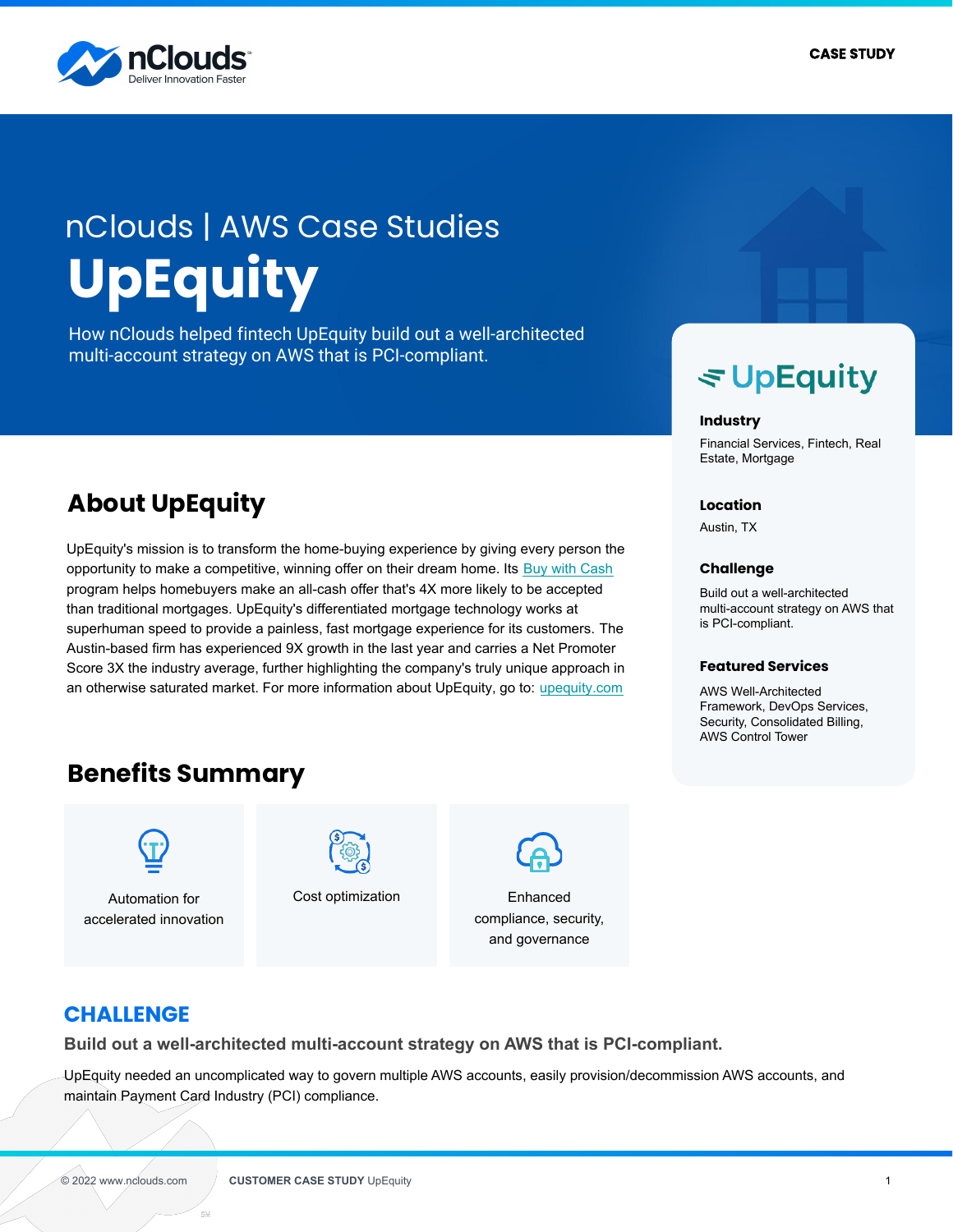nCloud | Deliver Innovation Faster

CASE STUDY

nClouds | AWS Case Studies

# UpEquity

How nClouds helped fintech UpEquity build out a well-architected multi-account strategy on AWS that is PCI-compliant.

UpEquity

**Industry**

Financial Services, Fintech, Real Estate, Mortgage

**Location**

Austin, TX

**Challenge**

Build out a well-architected multi-account strategy on AWS that is PCI-compliant.

**Featured Services**

AWS Well-Architected Framework, DevOps Services, Security, Consolidated Billing, AWS Control Tower

## About UpEquity

UpEquity's mission is to transform the home-buying experience by giving every person the opportunity to make a competitive, winning offer on their dream home. Its Buy with Cash program helps homebuyers make an all-cash offer that's 4X more likely to be accepted than traditional mortgages. UpEquity's differentiated mortgage technology works at superhuman speed to provide a painless, fast mortgage experience for its customers. The Austin-based firm has experienced 9X growth in the last year and carries a Net Promoter Score 3X the industry average, further highlighting the company's truly unique approach in an otherwise saturated market. For more information about UpEquity, go to: upequity.com

## Benefits Summary

- Automation for accelerated innovation
- Cost optimization
- Enhanced compliance, security, and governance

## CHALLENGE

### Build out a well-architected multi-account strategy on AWS that is PCI-compliant.

UpEquity needed an uncomplicated way to govern multiple AWS accounts, easily provision/decommission AWS accounts, and maintain Payment Card Industry (PCI) compliance.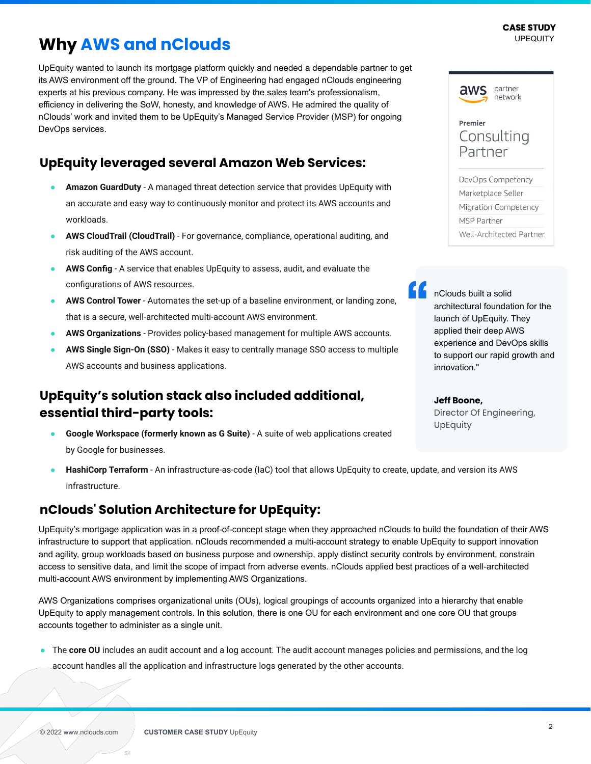# Why AWS and nClouds

UpEquity wanted to launch its mortgage platform quickly and needed a dependable partner to get its AWS environment off the ground. The VP of Engineering had engaged nClouds engineering experts at his previous company. He was impressed by the sales team's professionalism, efficiency in delivering the SoW, honesty, and knowledge of AWS. He admired the quality of nClouds' work and invited them to be UpEquity's Managed Service Provider (MSP) for ongoing DevOps services.

aws partner network

Premier
Consulting Partner

DevOps Competency
Marketplace Seller
Migration Competency
MSP Partner
Well-Architected Partner

## UpEquity leveraged several Amazon Web Services:

- **Amazon GuardDuty** - A managed threat detection service that provides UpEquity with an accurate and easy way to continuously monitor and protect its AWS accounts and workloads.
- **AWS CloudTrail (CloudTrail)** - For governance, compliance, operational auditing, and risk auditing of the AWS account.
- **AWS Config** - A service that enables UpEquity to assess, audit, and evaluate the configurations of AWS resources.
- **AWS Control Tower** - Automates the set-up of a baseline environment, or landing zone, that is a secure, well-architected multi-account AWS environment.
- **AWS Organizations** - Provides policy-based management for multiple AWS accounts.
- **AWS Single Sign-On (SSO)** - Makes it easy to centrally manage SSO access to multiple AWS accounts and business applications.

> "nClouds built a solid architectural foundation for the launch of UpEquity. They applied their deep AWS experience and DevOps skills to support our rapid growth and innovation."
>
> **Jeff Boone,**
> Director Of Engineering, UpEquity

## UpEquity's solution stack also included additional, essential third-party tools:

- **Google Workspace (formerly known as G Suite)** - A suite of web applications created by Google for businesses.
- **HashiCorp Terraform** - An infrastructure-as-code (IaC) tool that allows UpEquity to create, update, and version its AWS infrastructure.

## nClouds' Solution Architecture for UpEquity:

UpEquity's mortgage application was in a proof-of-concept stage when they approached nClouds to build the foundation of their AWS infrastructure to support that application. nClouds recommended a multi-account strategy to enable UpEquity to support innovation and agility, group workloads based on business purpose and ownership, apply distinct security controls by environment, constrain access to sensitive data, and limit the scope of impact from adverse events. nClouds applied best practices of a well-architected multi-account AWS environment by implementing AWS Organizations.

AWS Organizations comprises organizational units (OUs), logical groupings of accounts organized into a hierarchy that enable UpEquity to apply management controls. In this solution, there is one OU for each environment and one core OU that groups accounts together to administer as a single unit.

- The **core OU** includes an audit account and a log account. The audit account manages policies and permissions, and the log account handles all the application and infrastructure logs generated by the other accounts.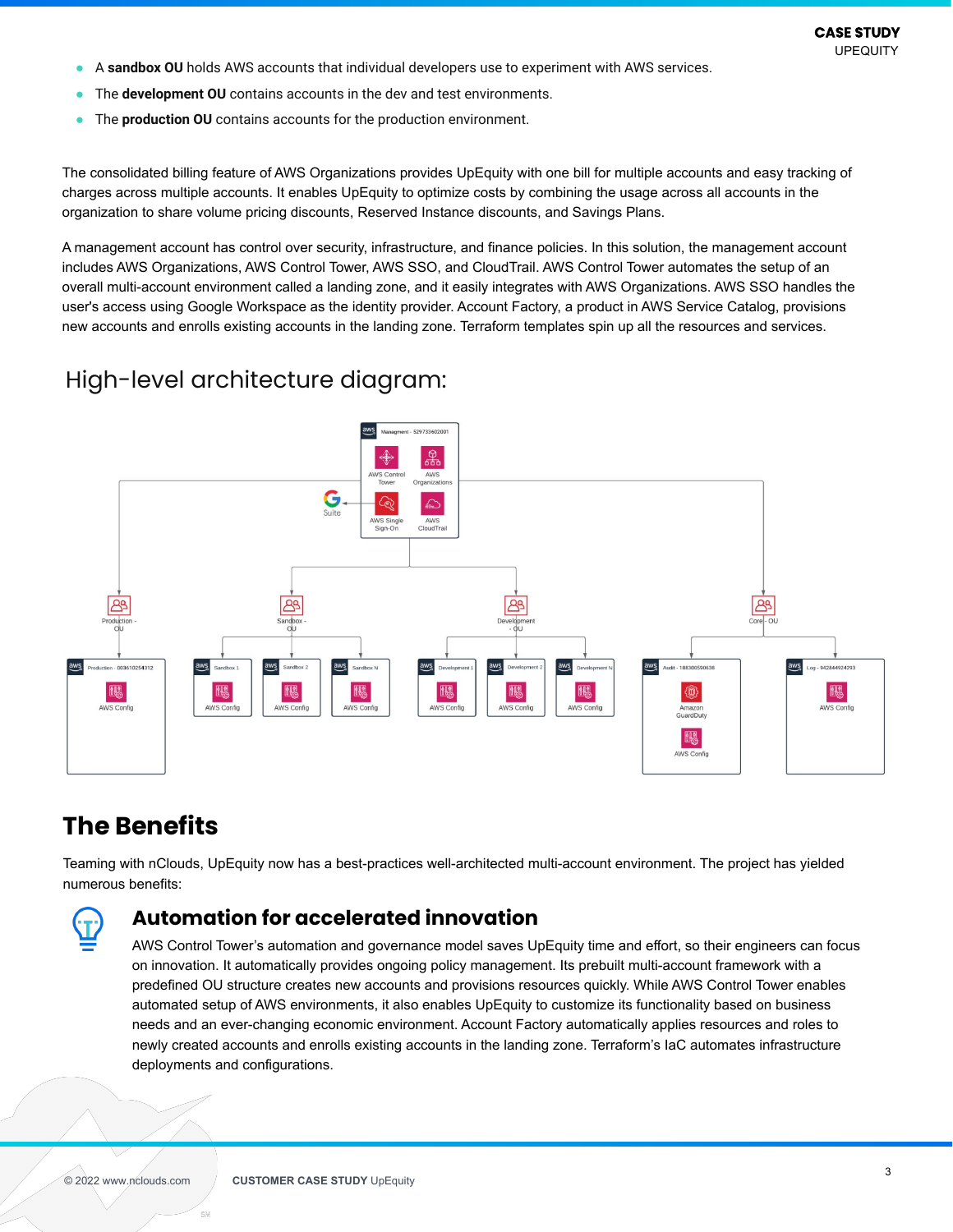- A **sandbox OU** holds AWS accounts that individual developers use to experiment with AWS services.
- The **development OU** contains accounts in the dev and test environments.
- The **production OU** contains accounts for the production environment.

The consolidated billing feature of AWS Organizations provides UpEquity with one bill for multiple accounts and easy tracking of charges across multiple accounts. It enables UpEquity to optimize costs by combining the usage across all accounts in the organization to share volume pricing discounts, Reserved Instance discounts, and Savings Plans.

A management account has control over security, infrastructure, and finance policies. In this solution, the management account includes AWS Organizations, AWS Control Tower, AWS SSO, and CloudTrail. AWS Control Tower automates the setup of an overall multi-account environment called a landing zone, and it easily integrates with AWS Organizations. AWS SSO handles the user's access using Google Workspace as the identity provider. Account Factory, a product in AWS Service Catalog, provisions new accounts and enrolls existing accounts in the landing zone. Terraform templates spin up all the resources and services.

## High-level architecture diagram:

Managment - 529733602001
AWS Control Tower
AWS Organizations
AWS Single Sign-On
AWS CloudTrail
G Suite

Production - OU
Sandbox - OU
Development - OU
Core - OU

Production - 003610254312
AWS Config

Sandbox 1
AWS Config

Sandbox 2
AWS Config

Sandbox N
AWS Config

Development 1
AWS Config

Development 2
AWS Config

Development N
AWS Config

Audit - 188300590638
Amazon GuardDuty
AWS Config

Log - 942844924293
AWS Config

# The Benefits

Teaming with nClouds, UpEquity now has a best-practices well-architected multi-account environment. The project has yielded numerous benefits:

## Automation for accelerated innovation

AWS Control Tower's automation and governance model saves UpEquity time and effort, so their engineers can focus on innovation. It automatically provides ongoing policy management. Its prebuilt multi-account framework with a predefined OU structure creates new accounts and provisions resources quickly. While AWS Control Tower enables automated setup of AWS environments, it also enables UpEquity to customize its functionality based on business needs and an ever-changing economic environment. Account Factory automatically applies resources and roles to newly created accounts and enrolls existing accounts in the landing zone. Terraform's IaC automates infrastructure deployments and configurations.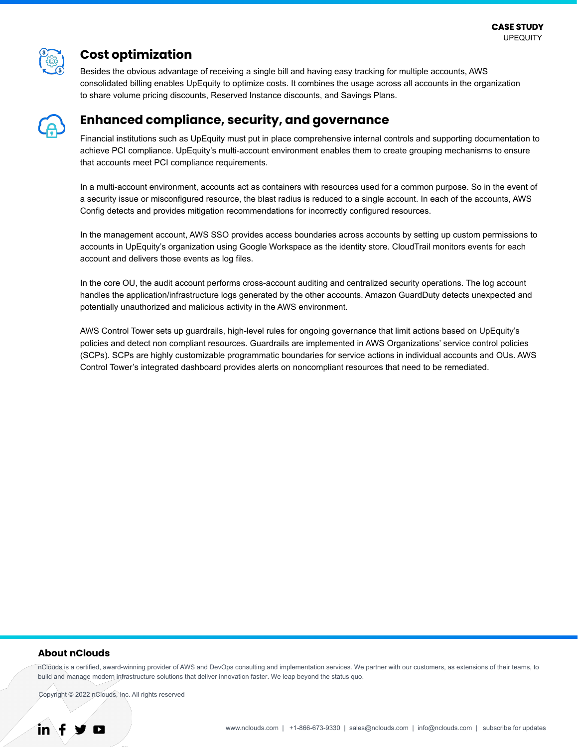## Cost optimization

Besides the obvious advantage of receiving a single bill and having easy tracking for multiple accounts, AWS consolidated billing enables UpEquity to optimize costs. It combines the usage across all accounts in the organization to share volume pricing discounts, Reserved Instance discounts, and Savings Plans.

## Enhanced compliance, security, and governance

Financial institutions such as UpEquity must put in place comprehensive internal controls and supporting documentation to achieve PCI compliance. UpEquity's multi-account environment enables them to create grouping mechanisms to ensure that accounts meet PCI compliance requirements.

In a multi-account environment, accounts act as containers with resources used for a common purpose. So in the event of a security issue or misconfigured resource, the blast radius is reduced to a single account. In each of the accounts, AWS Config detects and provides mitigation recommendations for incorrectly configured resources.

In the management account, AWS SSO provides access boundaries across accounts by setting up custom permissions to accounts in UpEquity's organization using Google Workspace as the identity store. CloudTrail monitors events for each account and delivers those events as log files.

In the core OU, the audit account performs cross-account auditing and centralized security operations. The log account handles the application/infrastructure logs generated by the other accounts. Amazon GuardDuty detects unexpected and potentially unauthorized and malicious activity in the AWS environment.

AWS Control Tower sets up guardrails, high-level rules for ongoing governance that limit actions based on UpEquity's policies and detect non compliant resources. Guardrails are implemented in AWS Organizations' service control policies (SCPs). SCPs are highly customizable programmatic boundaries for service actions in individual accounts and OUs. AWS Control Tower's integrated dashboard provides alerts on noncompliant resources that need to be remediated.

### About nClouds

nClouds is a certified, award-winning provider of AWS and DevOps consulting and implementation services. We partner with our customers, as extensions of their teams, to build and manage modern infrastructure solutions that deliver innovation faster. We leap beyond the status quo.

Copyright © 2022 nClouds, Inc. All rights reserved

www.nclouds.com | +1-866-673-9330 | sales@nclouds.com | info@nclouds.com | subscribe for updates